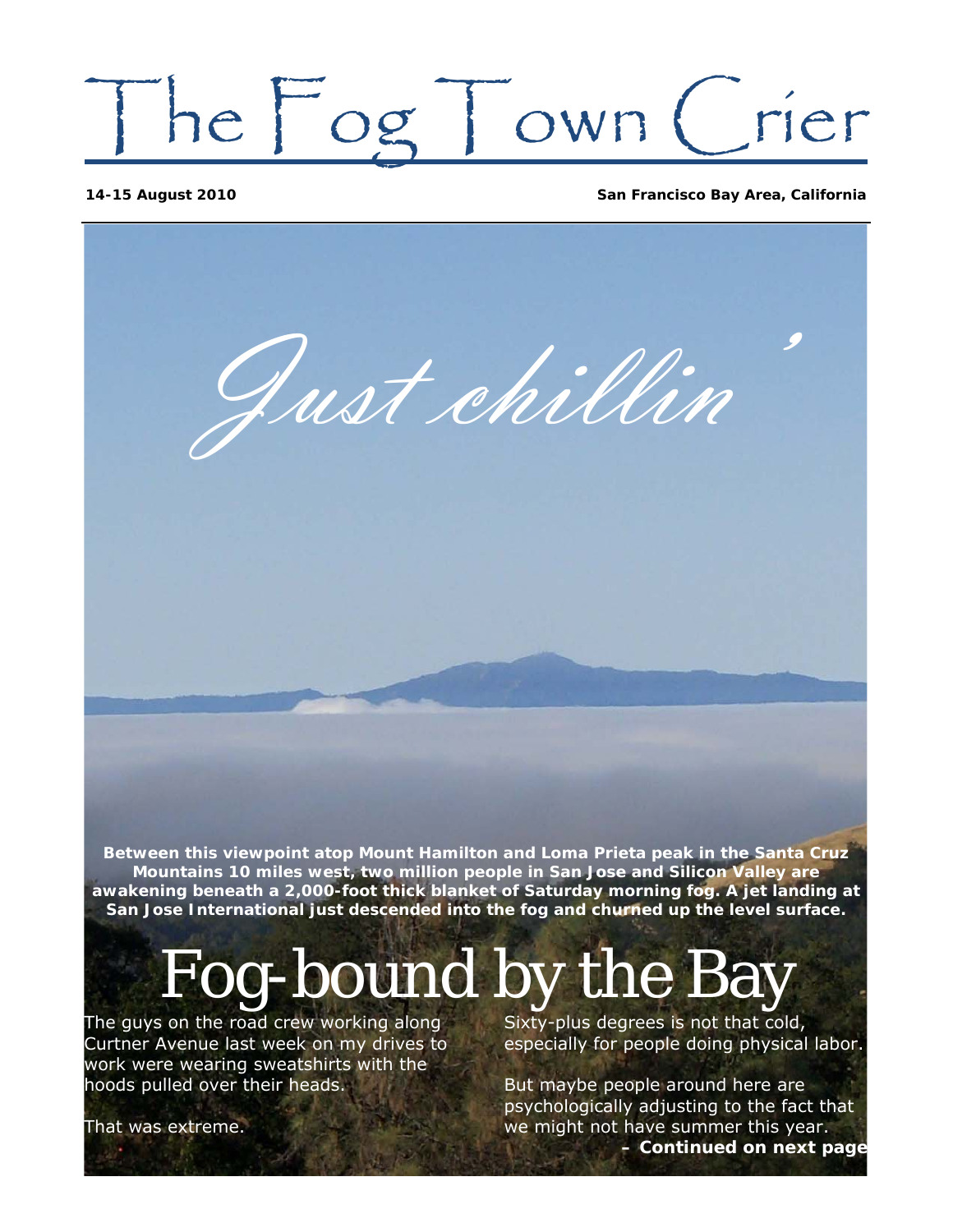# The Fog Town Crier

**14-15 August 2010** **San Francisco Bay Area, California**

*Just chillin'*

**Between this viewpoint atop Mount Hamilton and Loma Prieta peak in the Santa Cruz Mountains 10 miles west, two million people in San Jose and Silicon Valley are awakening beneath a 2,000-foot thick blanket of Saturday morning fog. A jet landing at San Jose International just descended into the fog and churned up the level surface.**

## Fog-bound by the Bay

The guys on the road crew working along Curtner Avenue last week on my drives to work were wearing sweatshirts with the hoods pulled over their heads.

That was extreme.

Sixty-plus degrees is not that cold, especially for people doing physical labor.

But maybe people around here are psychologically adjusting to the fact that we might not have summer this year.

**– Continued on next page**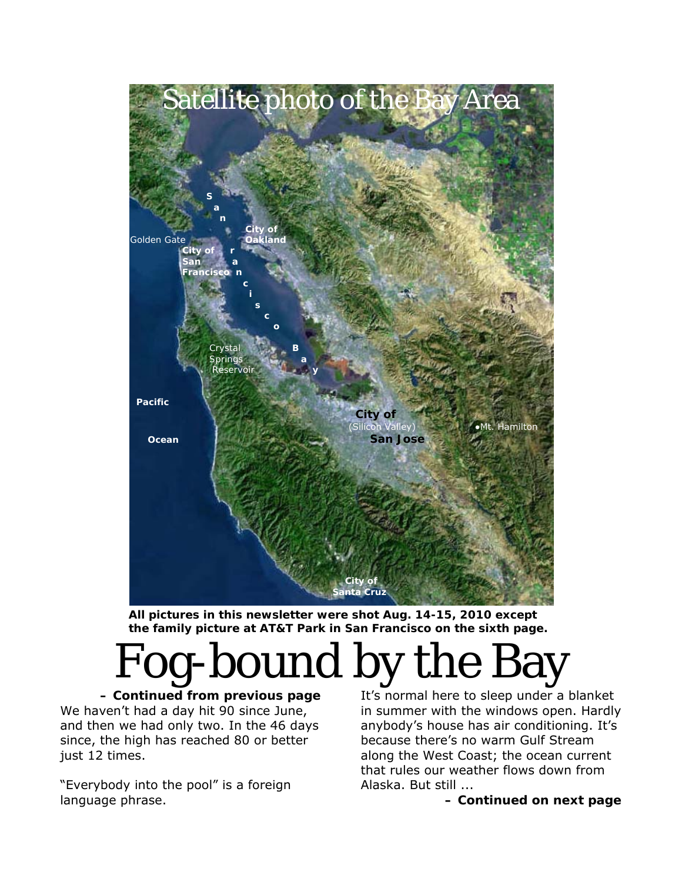Satellite photo of the Bay Area

**All pictures in this newsletter were shot Aug. 14-15, 2010 except the family picture at AT&T Park in San Francisco on the sixth page.**

# Fog-bound by the Bay

**– Continued from previous page**

We haven't had a day hit 90 since June, and then we had only two. In the 46 days since, the high has reached 80 or better just 12 times.

"Everybody into the pool" is a foreign language phrase.

It's normal here to sleep under a blanket in summer with the windows open. Hardly anybody's house has air conditioning. It's because there's no warm Gulf Stream along the West Coast; the ocean current that rules our weather flows down from Alaska. But still ...

**– Continued on next page**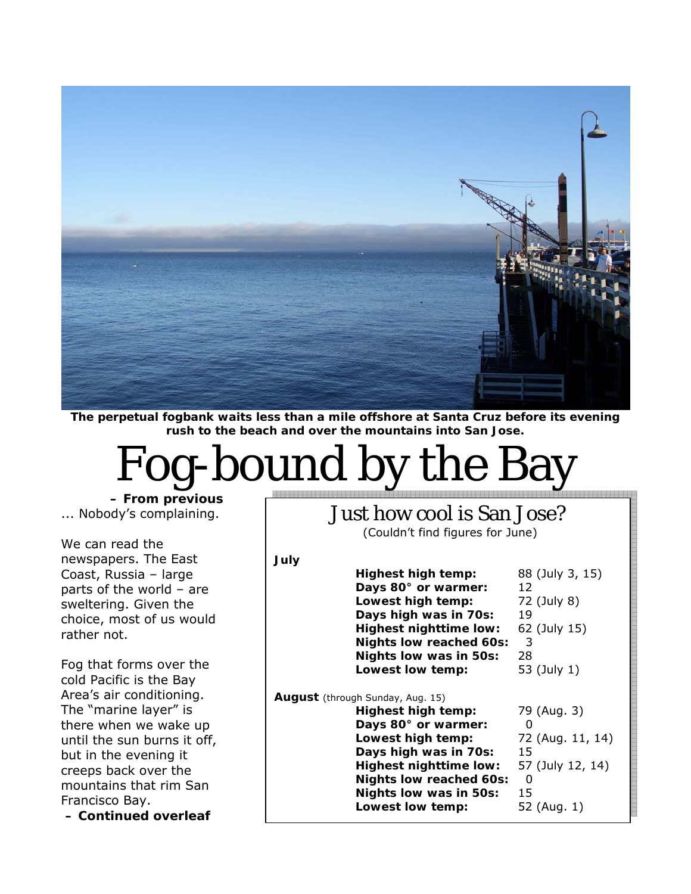**The perpetual fogbank waits less than a mile offshore at Santa Cruz before its evening rush to the beach and over the mountains into San Jose.**

# Fog-bound by the Bay

**– From previous**

... Nobody's complaining.

We can read the newspapers. The East Coast, Russia – large parts of the world – are sweltering. Given the choice, most of us would rather not.

Fog that forms over the cold Pacific is the Bay Area's air conditioning. The "marine layer" is there when we wake up until the sun burns it off, but in the evening it creeps back over the mountains that rim San Francisco Bay.

**– Continued overleaf**

## Just how cool is San Jose?

(Couldn't find figures for June)

**July**

| | |
|---|---|
| **Highest high temp:** | 88 (July 3, 15) |
| **Days 80° or warmer:** | 12 |
| **Lowest high temp:** | 72 (July 8) |
| **Days high was in 70s:** | 19 |
| **Highest nighttime low:** | 62 (July 15) |
| **Nights low reached 60s:** | 3 |
| **Nights low was in 50s:** | 28 |
| **Lowest low temp:** | 53 (July 1) |

**August** (through Sunday, Aug. 15)

| | |
|---|---|
| **Highest high temp:** | 79 (Aug. 3) |
| **Days 80° or warmer:** | 0 |
| **Lowest high temp:** | 72 (Aug. 11, 14) |
| **Days high was in 70s:** | 15 |
| **Highest nighttime low:** | 57 (July 12, 14) |
| **Nights low reached 60s:** | 0 |
| **Nights low was in 50s:** | 15 |
| **Lowest low temp:** | 52 (Aug. 1) |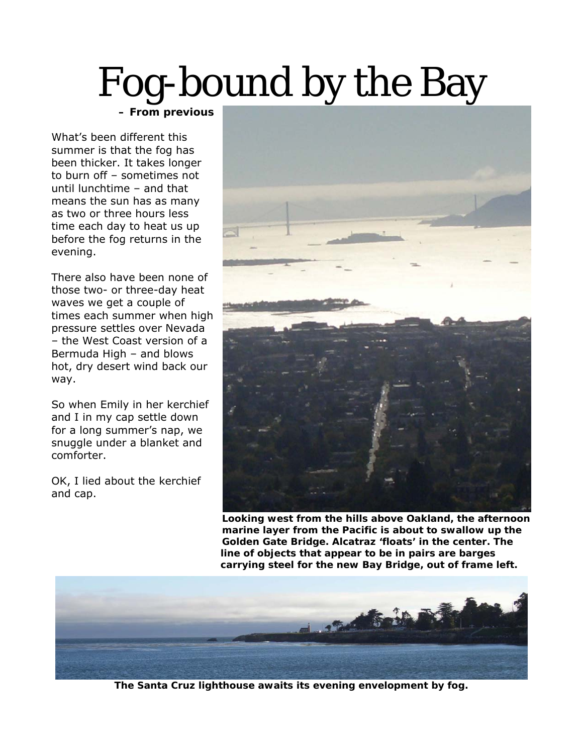# Fog-bound by the Bay

**– From previous**

What's been different this summer is that the fog has been thicker. It takes longer to burn off – sometimes not until lunchtime – and that means the sun has as many as two or three hours less time each day to heat us up before the fog returns in the evening.

There also have been none of those two- or three-day heat waves we get a couple of times each summer when high pressure settles over Nevada – the West Coast version of a Bermuda High – and blows hot, dry desert wind back our way.

So when Emily in her kerchief and I in my cap settle down for a long summer's nap, we snuggle under a blanket and comforter.

OK, I lied about the kerchief and cap.

**Looking west from the hills above Oakland, the afternoon marine layer from the Pacific is about to swallow up the Golden Gate Bridge. Alcatraz 'floats' in the center. The line of objects that appear to be in pairs are barges carrying steel for the new Bay Bridge, out of frame left.**

**The Santa Cruz lighthouse awaits its evening envelopment by fog.**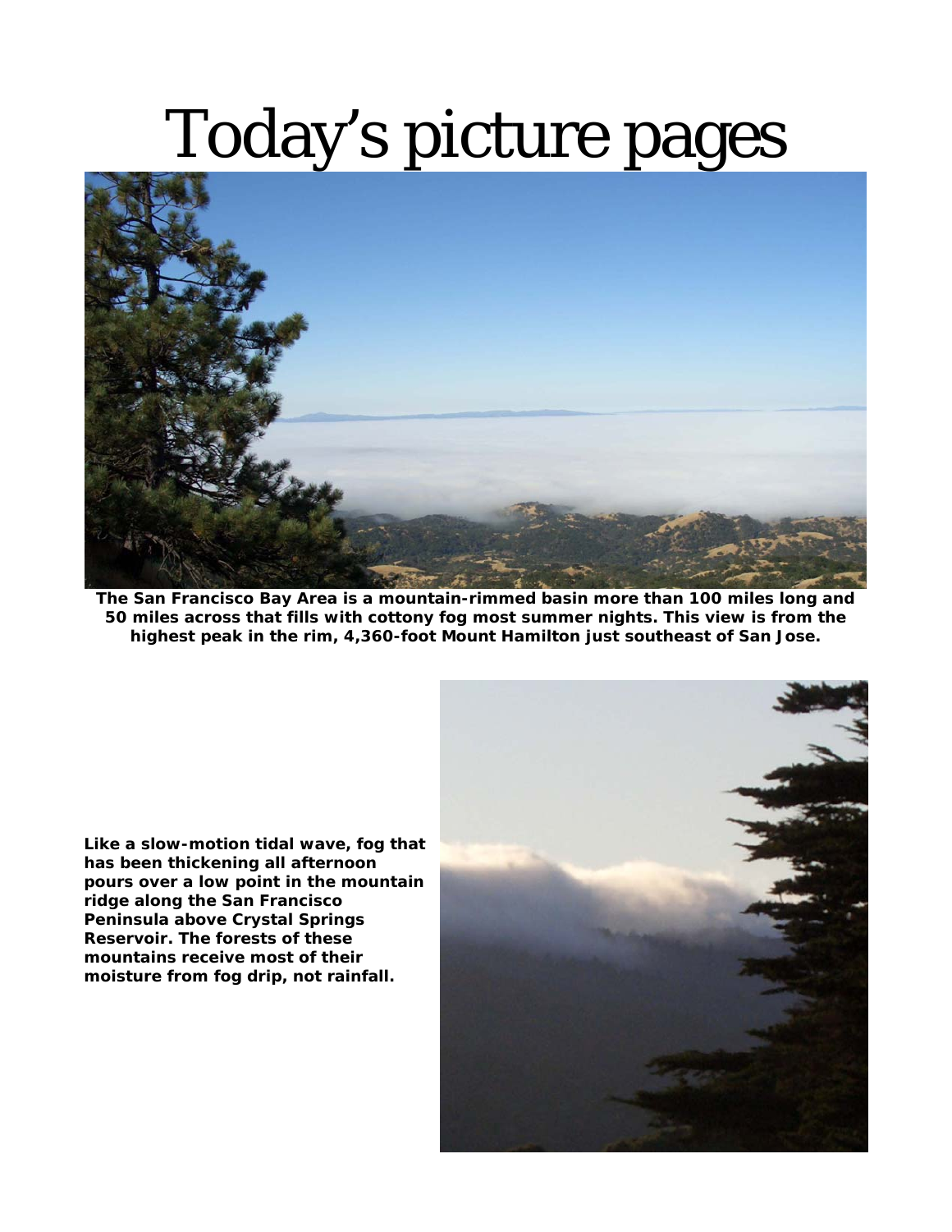# Today's picture pages

**The San Francisco Bay Area is a mountain-rimmed basin more than 100 miles long and 50 miles across that fills with cottony fog most summer nights. This view is from the highest peak in the rim, 4,360-foot Mount Hamilton just southeast of San Jose.**

**Like a slow-motion tidal wave, fog that has been thickening all afternoon pours over a low point in the mountain ridge along the San Francisco Peninsula above Crystal Springs Reservoir. The forests of these mountains receive most of their moisture from fog drip, not rainfall.**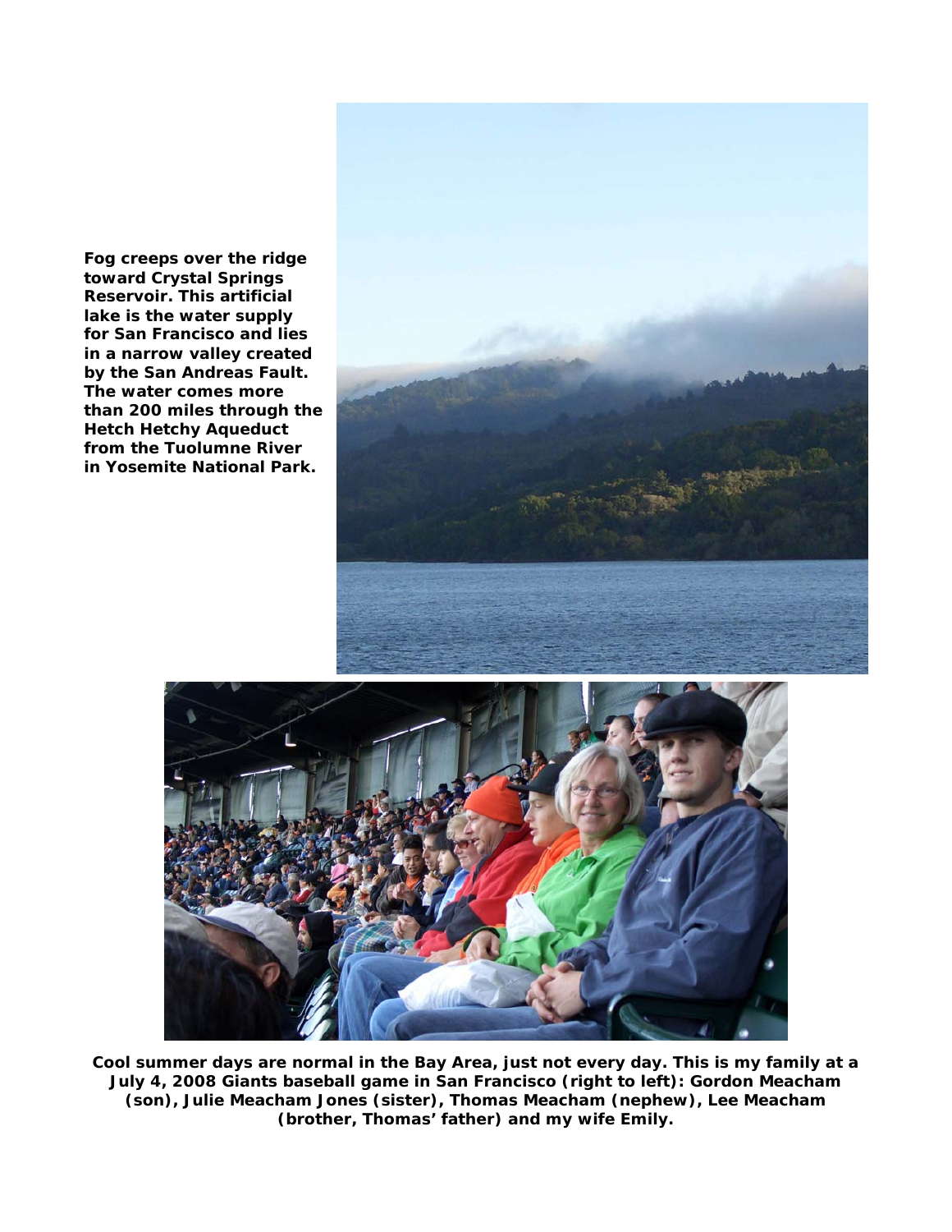**Fog creeps over the ridge toward Crystal Springs Reservoir. This artificial lake is the water supply for San Francisco and lies in a narrow valley created by the San Andreas Fault. The water comes more than 200 miles through the Hetch Hetchy Aqueduct from the Tuolumne River in Yosemite National Park.**

**Cool summer days are normal in the Bay Area, just not every day. This is my family at a July 4, 2008 Giants baseball game in San Francisco (right to left): Gordon Meacham (son), Julie Meacham Jones (sister), Thomas Meacham (nephew), Lee Meacham (brother, Thomas' father) and my wife Emily.**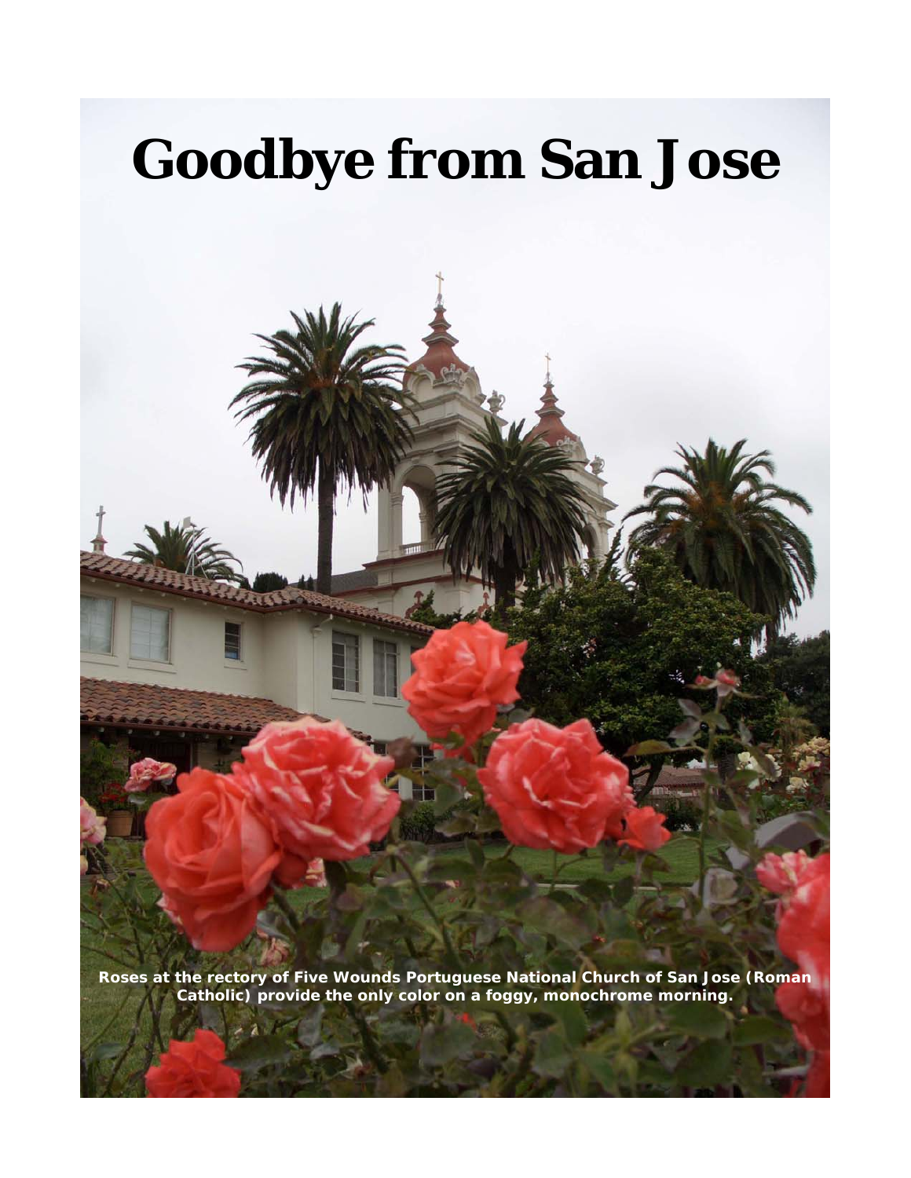# Goodbye from San Jose

Roses at the rectory of Five Wounds Portuguese National Church of San Jose (Roman Catholic) provide the only color on a foggy, monochrome morning.